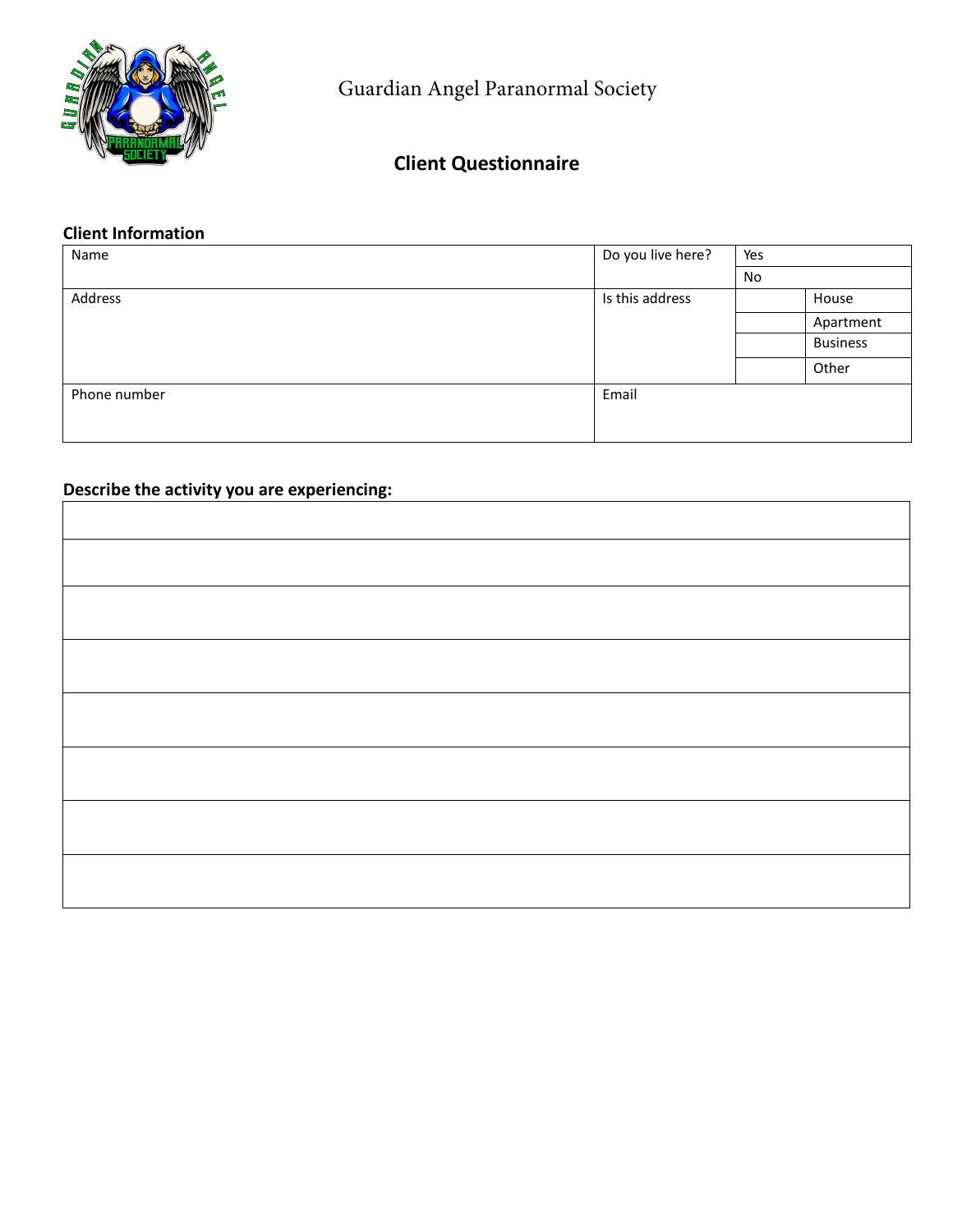Guardian Angel Paranormal Society

## Client Questionnaire

### Client Information

| Name | Do you live here? | Yes | |
|---|---|---|---|
| | | No | |
| Address | Is this address | | House |
| | | | Apartment |
| | | | Business |
| | | | Other |
| Phone number | Email | | |

### Describe the activity you are experiencing:

| |
|---|
| |
| |
| |
| |
| |
| |
| |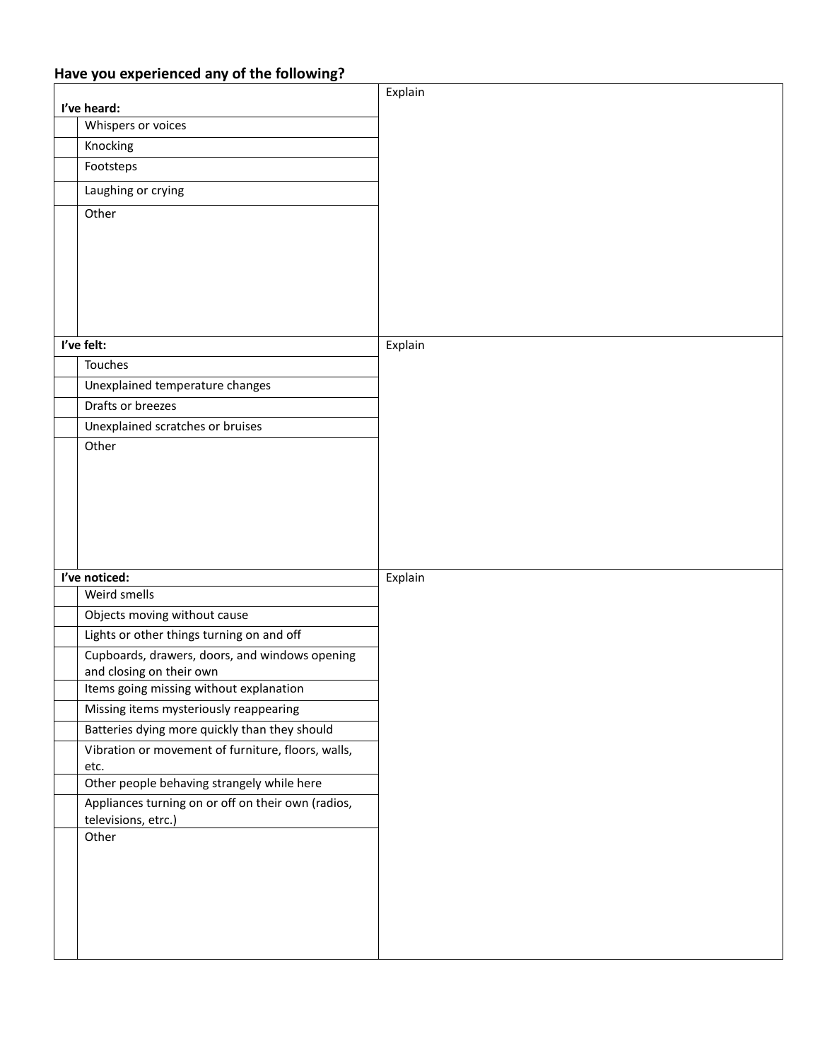**Have you experienced any of the following?**

| | I've heard: | Explain |
|---|---|---|
| | Whispers or voices | |
| | Knocking | |
| | Footsteps | |
| | Laughing or crying | |
| | Other | |

| | I've felt: | Explain |
|---|---|---|
| | Touches | |
| | Unexplained temperature changes | |
| | Drafts or breezes | |
| | Unexplained scratches or bruises | |
| | Other | |

| | I've noticed: | Explain |
|---|---|---|
| | Weird smells | |
| | Objects moving without cause | |
| | Lights or other things turning on and off | |
| | Cupboards, drawers, doors, and windows opening and closing on their own | |
| | Items going missing without explanation | |
| | Missing items mysteriously reappearing | |
| | Batteries dying more quickly than they should | |
| | Vibration or movement of furniture, floors, walls, etc. | |
| | Other people behaving strangely while here | |
| | Appliances turning on or off on their own (radios, televisions, etc.) | |
| | Other | |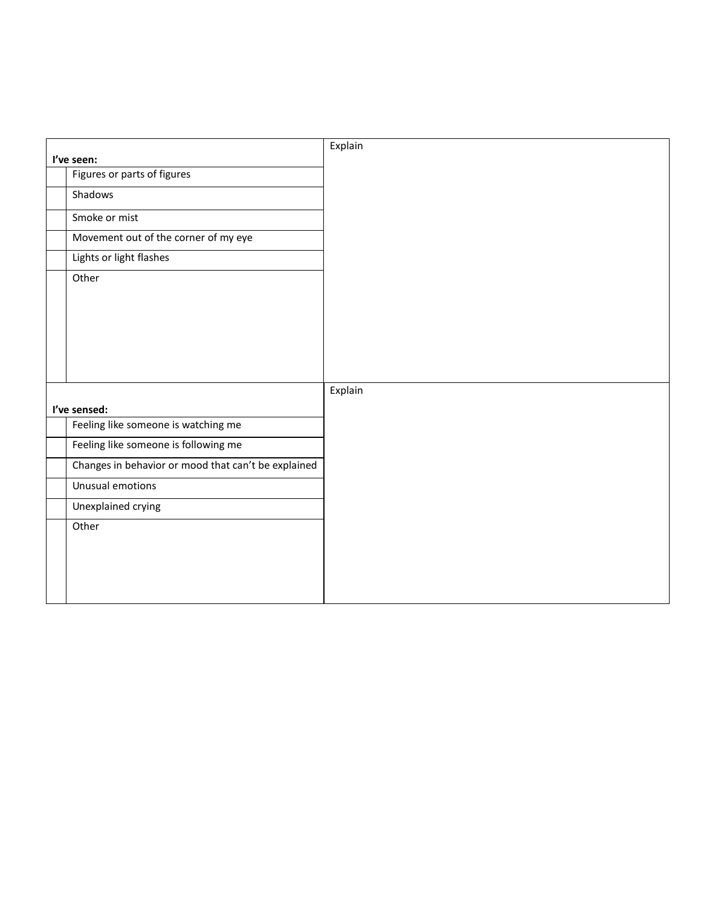| I've seen: | | Explain |
|---|---|---|
| | Figures or parts of figures | |
| | Shadows | |
| | Smoke or mist | |
| | Movement out of the corner of my eye | |
| | Lights or light flashes | |
| | Other | |

| I've sensed: | | Explain |
|---|---|---|
| | Feeling like someone is watching me | |
| | Feeling like someone is following me | |
| | Changes in behavior or mood that can't be explained | |
| | Unusual emotions | |
| | Unexplained crying | |
| | Other | |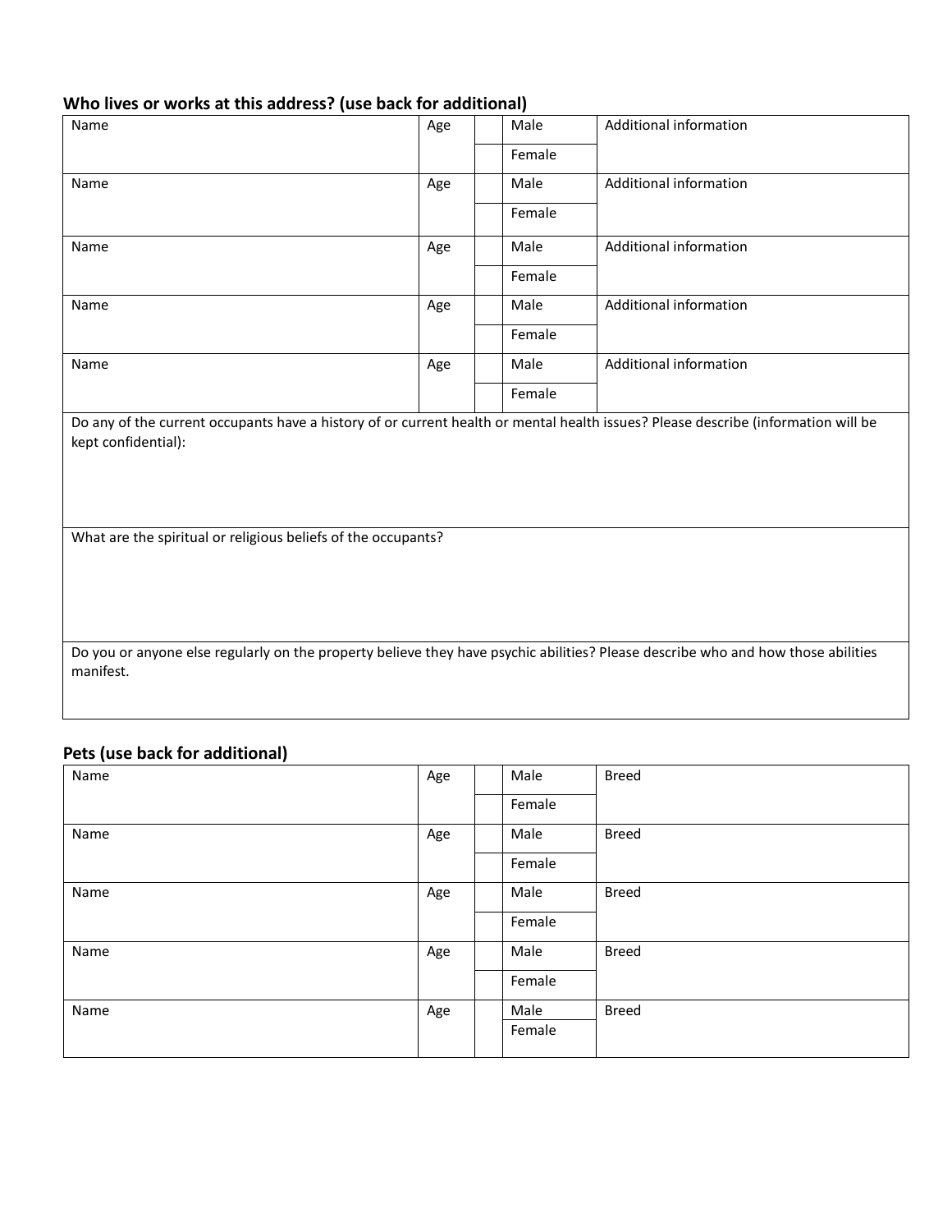### Who lives or works at this address? (use back for additional)

| Name | Age | | Sex | Additional information |
|---|---|---|---|---|
| Name | Age | | Male | Additional information |
| | | | Female | |
| Name | Age | | Male | Additional information |
| | | | Female | |
| Name | Age | | Male | Additional information |
| | | | Female | |
| Name | Age | | Male | Additional information |
| | | | Female | |
| Name | Age | | Male | Additional information |
| | | | Female | |

Do any of the current occupants have a history of or current health or mental health issues? Please describe (information will be kept confidential):

What are the spiritual or religious beliefs of the occupants?

Do you or anyone else regularly on the property believe they have psychic abilities? Please describe who and how those abilities manifest.

### Pets (use back for additional)

| Name | Age | | Sex | Breed |
|---|---|---|---|---|
| Name | Age | | Male | Breed |
| | | | Female | |
| Name | Age | | Male | Breed |
| | | | Female | |
| Name | Age | | Male | Breed |
| | | | Female | |
| Name | Age | | Male | Breed |
| | | | Female | |
| Name | Age | | Male | Breed |
| | | | Female | |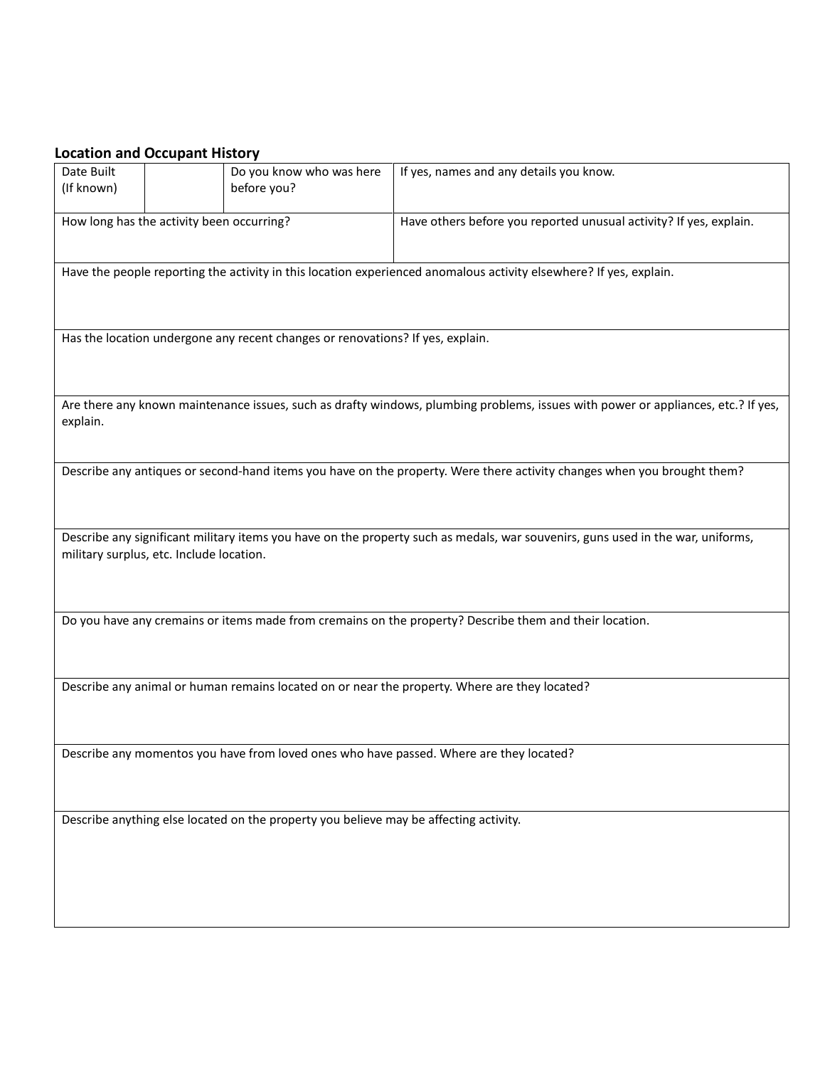### Location and Occupant History

| Date Built (If known) | | Do you know who was here before you? | If yes, names and any details you know. |
|---|---|---|---|
| How long has the activity been occurring? | | | Have others before you reported unusual activity? If yes, explain. |
| Have the people reporting the activity in this location experienced anomalous activity elsewhere? If yes, explain. | | | |
| Has the location undergone any recent changes or renovations? If yes, explain. | | | |
| Are there any known maintenance issues, such as drafty windows, plumbing problems, issues with power or appliances, etc.? If yes, explain. | | | |
| Describe any antiques or second-hand items you have on the property. Were there activity changes when you brought them? | | | |
| Describe any significant military items you have on the property such as medals, war souvenirs, guns used in the war, uniforms, military surplus, etc. Include location. | | | |
| Do you have any cremains or items made from cremains on the property? Describe them and their location. | | | |
| Describe any animal or human remains located on or near the property. Where are they located? | | | |
| Describe any momentos you have from loved ones who have passed. Where are they located? | | | |
| Describe anything else located on the property you believe may be affecting activity. | | | |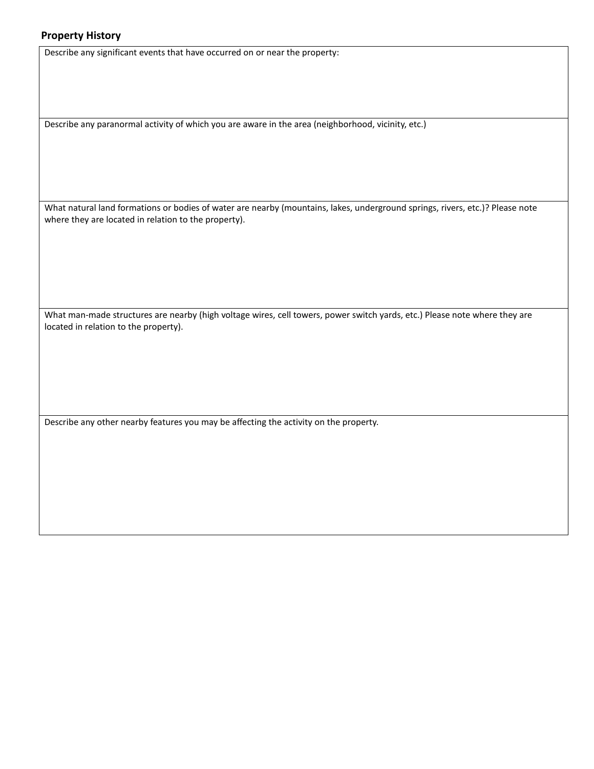## Property History

| Describe any significant events that have occurred on or near the property: |
|---|
| Describe any paranormal activity of which you are aware in the area (neighborhood, vicinity, etc.) |
| What natural land formations or bodies of water are nearby (mountains, lakes, underground springs, rivers, etc.)? Please note where they are located in relation to the property). |
| What man-made structures are nearby (high voltage wires, cell towers, power switch yards, etc.) Please note where they are located in relation to the property). |
| Describe any other nearby features you may be affecting the activity on the property. |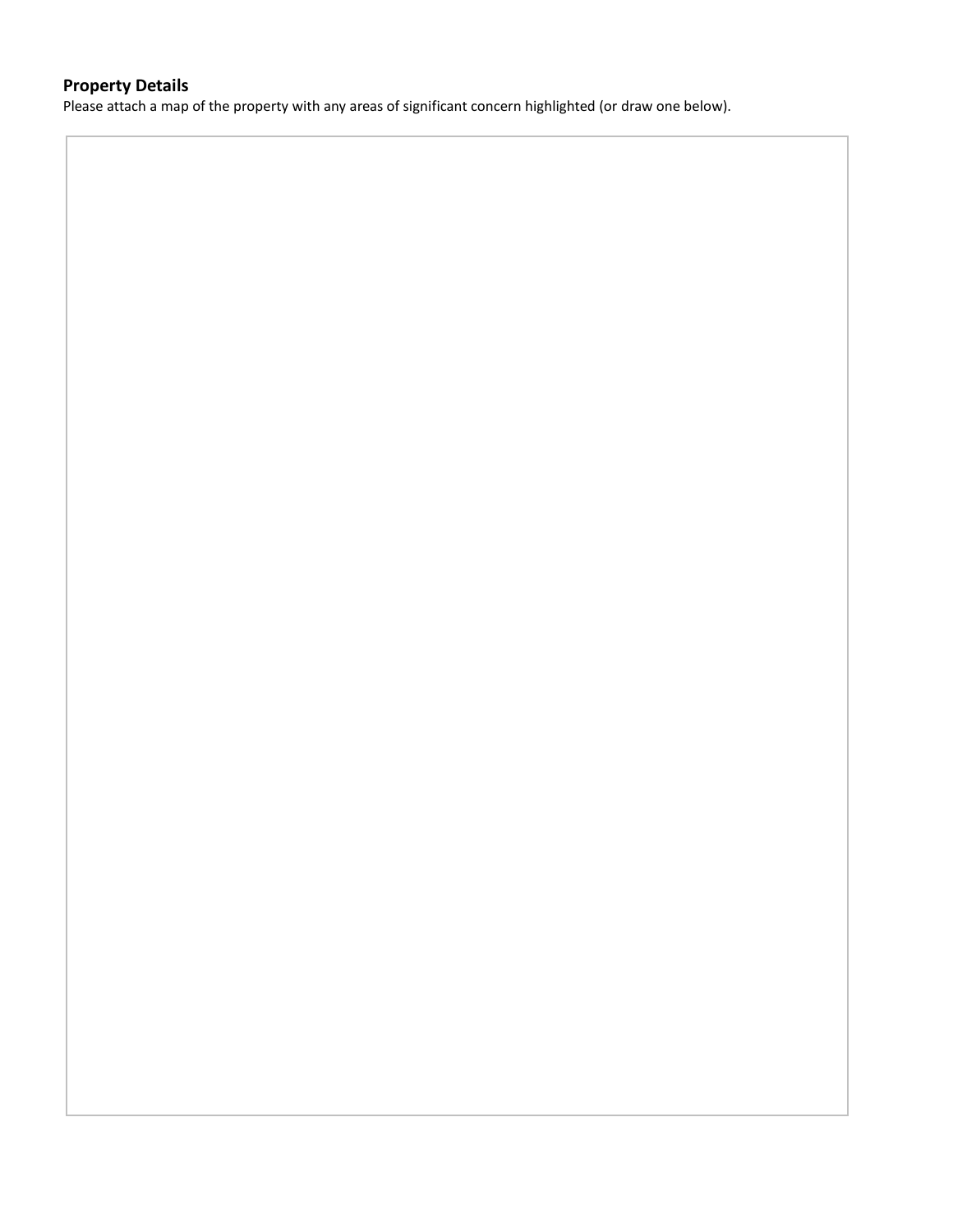## Property Details

Please attach a map of the property with any areas of significant concern highlighted (or draw one below).